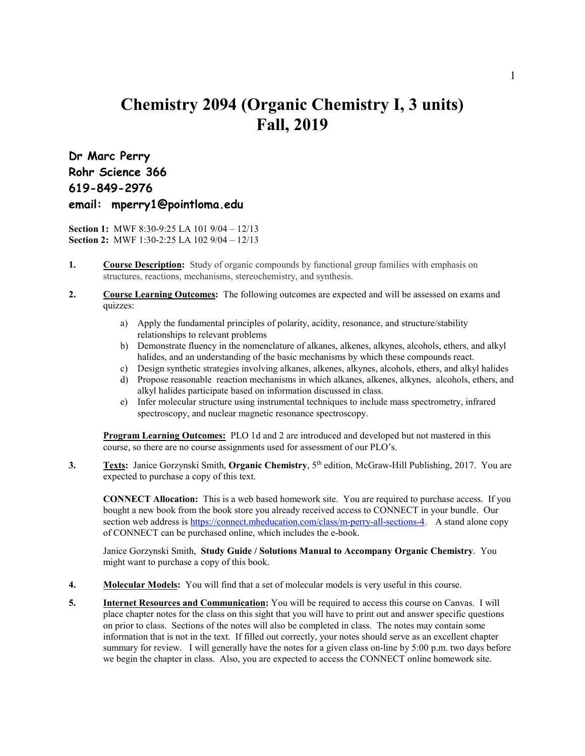# Chemistry 2094 (Organic Chemistry I, 3 units)
# Fall, 2019

**Dr Marc Perry**
**Rohr Science 366**
**619-849-2976**
**email: mperry1@pointloma.edu**

**Section 1:** MWF 8:30-9:25 LA 101 9/04 – 12/13
**Section 2:** MWF 1:30-2:25 LA 102 9/04 – 12/13

1. **Course Description:** Study of organic compounds by functional group families with emphasis on structures, reactions, mechanisms, stereochemistry, and synthesis.

2. **Course Learning Outcomes:** The following outcomes are expected and will be assessed on exams and quizzes:

   a) Apply the fundamental principles of polarity, acidity, resonance, and structure/stability relationships to relevant problems
   b) Demonstrate fluency in the nomenclature of alkanes, alkenes, alkynes, alcohols, ethers, and alkyl halides, and an understanding of the basic mechanisms by which these compounds react.
   c) Design synthetic strategies involving alkanes, alkenes, alkynes, alcohols, ethers, and alkyl halides
   d) Propose reasonable reaction mechanisms in which alkanes, alkenes, alkynes, alcohols, ethers, and alkyl halides participate based on information discussed in class.
   e) Infer molecular structure using instrumental techniques to include mass spectrometry, infrared spectroscopy, and nuclear magnetic resonance spectroscopy.

   **Program Learning Outcomes:** PLO 1d and 2 are introduced and developed but not mastered in this course, so there are no course assignments used for assessment of our PLO's.

3. **Texts:** Janice Gorzynski Smith, **Organic Chemistry**, 5th edition, McGraw-Hill Publishing, 2017. You are expected to purchase a copy of this text.

   **CONNECT Allocation:** This is a web based homework site. You are required to purchase access. If you bought a new book from the book store you already received access to CONNECT in your bundle. Our section web address is https://connect.mheducation.com/class/m-perry-all-sections-4. A stand alone copy of CONNECT can be purchased online, which includes the e-book.

   Janice Gorzynski Smith, **Study Guide / Solutions Manual to Accompany Organic Chemistry**. You might want to purchase a copy of this book.

4. **Molecular Models:** You will find that a set of molecular models is very useful in this course.

5. **Internet Resources and Communication:** You will be required to access this course on Canvas. I will place chapter notes for the class on this sight that you will have to print out and answer specific questions on prior to class. Sections of the notes will also be completed in class. The notes may contain some information that is not in the text. If filled out correctly, your notes should serve as an excellent chapter summary for review. I will generally have the notes for a given class on-line by 5:00 p.m. two days before we begin the chapter in class. Also, you are expected to access the CONNECT online homework site.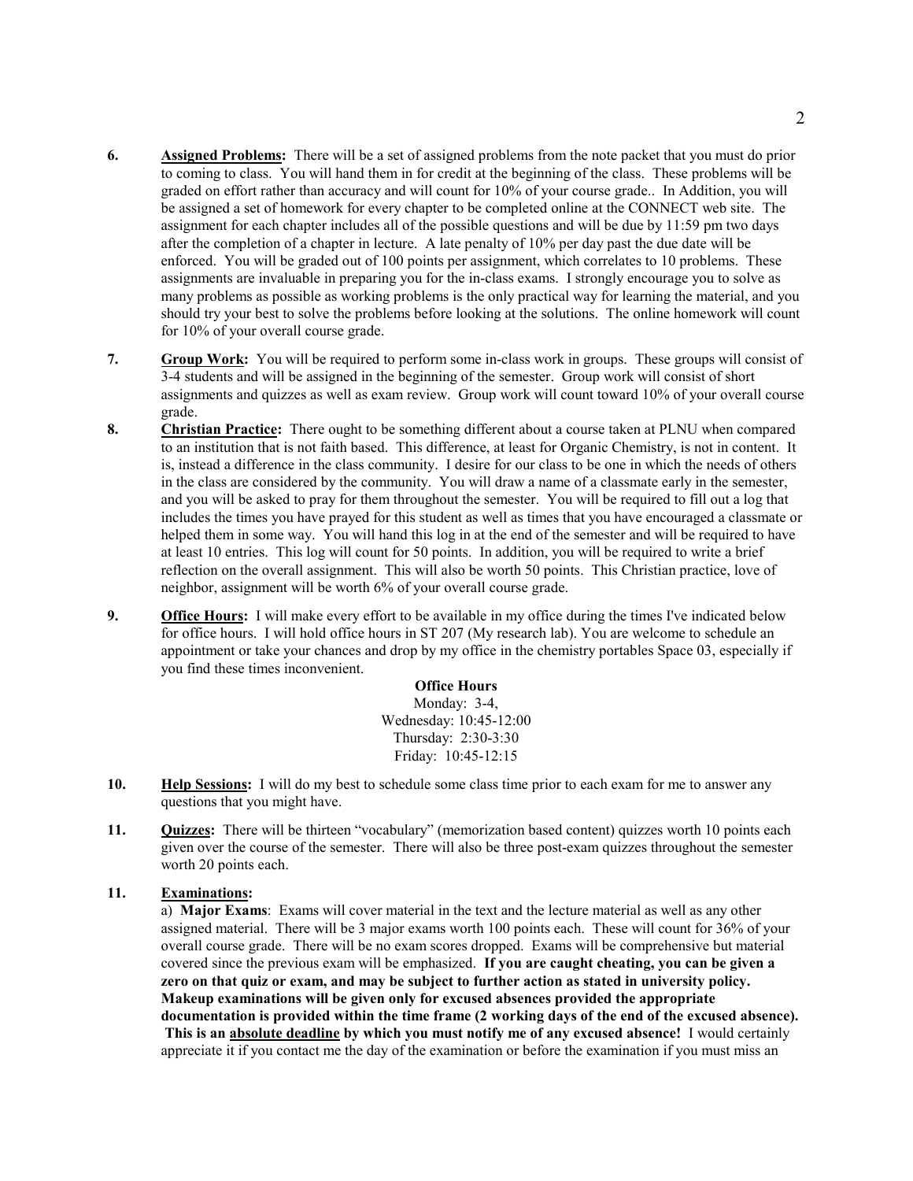6. **<u>Assigned Problems:</u>** There will be a set of assigned problems from the note packet that you must do prior to coming to class. You will hand them in for credit at the beginning of the class. These problems will be graded on effort rather than accuracy and will count for 10% of your course grade.. In Addition, you will be assigned a set of homework for every chapter to be completed online at the CONNECT web site. The assignment for each chapter includes all of the possible questions and will be due by 11:59 pm two days after the completion of a chapter in lecture. A late penalty of 10% per day past the due date will be enforced. You will be graded out of 100 points per assignment, which correlates to 10 problems. These assignments are invaluable in preparing you for the in-class exams. I strongly encourage you to solve as many problems as possible as working problems is the only practical way for learning the material, and you should try your best to solve the problems before looking at the solutions. The online homework will count for 10% of your overall course grade.

7. **<u>Group Work:</u>** You will be required to perform some in-class work in groups. These groups will consist of 3-4 students and will be assigned in the beginning of the semester. Group work will consist of short assignments and quizzes as well as exam review. Group work will count toward 10% of your overall course grade.

8. **<u>Christian Practice:</u>** There ought to be something different about a course taken at PLNU when compared to an institution that is not faith based. This difference, at least for Organic Chemistry, is not in content. It is, instead a difference in the class community. I desire for our class to be one in which the needs of others in the class are considered by the community. You will draw a name of a classmate early in the semester, and you will be asked to pray for them throughout the semester. You will be required to fill out a log that includes the times you have prayed for this student as well as times that you have encouraged a classmate or helped them in some way. You will hand this log in at the end of the semester and will be required to have at least 10 entries. This log will count for 50 points. In addition, you will be required to write a brief reflection on the overall assignment. This will also be worth 50 points. This Christian practice, love of neighbor, assignment will be worth 6% of your overall course grade.

9. **<u>Office Hours:</u>** I will make every effort to be available in my office during the times I've indicated below for office hours. I will hold office hours in ST 207 (My research lab). You are welcome to schedule an appointment or take your chances and drop by my office in the chemistry portables Space 03, especially if you find these times inconvenient.

   **Office Hours**
   Monday: 3-4,
   Wednesday: 10:45-12:00
   Thursday: 2:30-3:30
   Friday: 10:45-12:15

10. **<u>Help Sessions:</u>** I will do my best to schedule some class time prior to each exam for me to answer any questions that you might have.

11. **<u>Quizzes:</u>** There will be thirteen "vocabulary" (memorization based content) quizzes worth 10 points each given over the course of the semester. There will also be three post-exam quizzes throughout the semester worth 20 points each.

11. **<u>Examinations:</u>**

   a) **Major Exams**: Exams will cover material in the text and the lecture material as well as any other assigned material. There will be 3 major exams worth 100 points each. These will count for 36% of your overall course grade. There will be no exam scores dropped. Exams will be comprehensive but material covered since the previous exam will be emphasized. **If you are caught cheating, you can be given a zero on that quiz or exam, and may be subject to further action as stated in university policy. Makeup examinations will be given only for excused absences provided the appropriate documentation is provided within the time frame (2 working days of the end of the excused absence). This is an <u>absolute deadline</u> by which you must notify me of any excused absence!** I would certainly appreciate it if you contact me the day of the examination or before the examination if you must miss an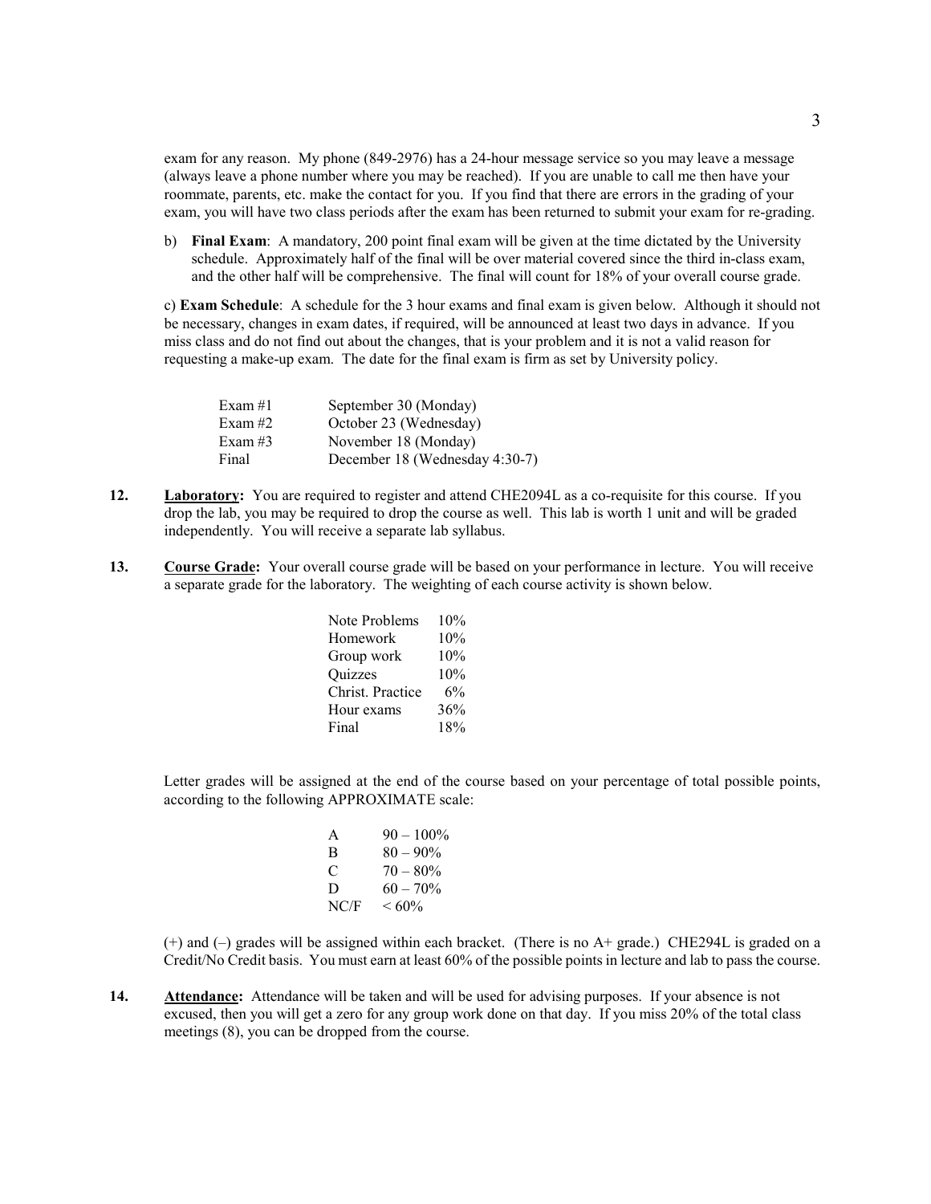exam for any reason. My phone (849-2976) has a 24-hour message service so you may leave a message (always leave a phone number where you may be reached). If you are unable to call me then have your roommate, parents, etc. make the contact for you. If you find that there are errors in the grading of your exam, you will have two class periods after the exam has been returned to submit your exam for re-grading.

b) **Final Exam**: A mandatory, 200 point final exam will be given at the time dictated by the University schedule. Approximately half of the final will be over material covered since the third in-class exam, and the other half will be comprehensive. The final will count for 18% of your overall course grade.

c) **Exam Schedule**: A schedule for the 3 hour exams and final exam is given below. Although it should not be necessary, changes in exam dates, if required, will be announced at least two days in advance. If you miss class and do not find out about the changes, that is your problem and it is not a valid reason for requesting a make-up exam. The date for the final exam is firm as set by University policy.

| | |
|---|---|
| Exam #1 | September 30 (Monday) |
| Exam #2 | October 23 (Wednesday) |
| Exam #3 | November 18 (Monday) |
| Final | December 18 (Wednesday 4:30-7) |

**12. Laboratory:** You are required to register and attend CHE2094L as a co-requisite for this course. If you drop the lab, you may be required to drop the course as well. This lab is worth 1 unit and will be graded independently. You will receive a separate lab syllabus.

**13. Course Grade:** Your overall course grade will be based on your performance in lecture. You will receive a separate grade for the laboratory. The weighting of each course activity is shown below.

| | |
|---|---|
| Note Problems | 10% |
| Homework | 10% |
| Group work | 10% |
| Quizzes | 10% |
| Christ. Practice | 6% |
| Hour exams | 36% |
| Final | 18% |

Letter grades will be assigned at the end of the course based on your percentage of total possible points, according to the following APPROXIMATE scale:

| | |
|---|---|
| A | 90 – 100% |
| B | 80 – 90% |
| C | 70 – 80% |
| D | 60 – 70% |
| NC/F | < 60% |

(+) and (–) grades will be assigned within each bracket. (There is no A+ grade.) CHE294L is graded on a Credit/No Credit basis. You must earn at least 60% of the possible points in lecture and lab to pass the course.

**14. Attendance:** Attendance will be taken and will be used for advising purposes. If your absence is not excused, then you will get a zero for any group work done on that day. If you miss 20% of the total class meetings (8), you can be dropped from the course.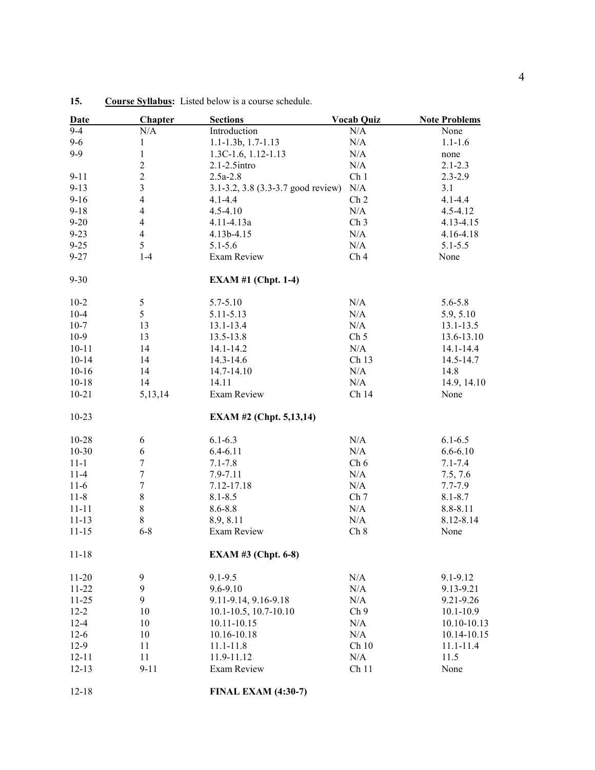**15. Course Syllabus:** Listed below is a course schedule.

| Date | Chapter | Sections | Vocab Quiz | Note Problems |
|---|---|---|---|---|
| 9-4 | N/A | Introduction | N/A | None |
| 9-6 | 1 | 1.1-1.3b, 1.7-1.13 | N/A | 1.1-1.6 |
| 9-9 | 1 | 1.3C-1.6, 1.12-1.13 | N/A | none |
| | 2 | 2.1-2.5intro | N/A | 2.1-2.3 |
| 9-11 | 2 | 2.5a-2.8 | Ch 1 | 2.3-2.9 |
| 9-13 | 3 | 3.1-3.2, 3.8 (3.3-3.7 good review) | N/A | 3.1 |
| 9-16 | 4 | 4.1-4.4 | Ch 2 | 4.1-4.4 |
| 9-18 | 4 | 4.5-4.10 | N/A | 4.5-4.12 |
| 9-20 | 4 | 4.11-4.13a | Ch 3 | 4.13-4.15 |
| 9-23 | 4 | 4.13b-4.15 | N/A | 4.16-4.18 |
| 9-25 | 5 | 5.1-5.6 | N/A | 5.1-5.5 |
| 9-27 | 1-4 | Exam Review | Ch 4 | None |
| 9-30 | | **EXAM #1 (Chpt. 1-4)** | | |
| 10-2 | 5 | 5.7-5.10 | N/A | 5.6-5.8 |
| 10-4 | 5 | 5.11-5.13 | N/A | 5.9, 5.10 |
| 10-7 | 13 | 13.1-13.4 | N/A | 13.1-13.5 |
| 10-9 | 13 | 13.5-13.8 | Ch 5 | 13.6-13.10 |
| 10-11 | 14 | 14.1-14.2 | N/A | 14.1-14.4 |
| 10-14 | 14 | 14.3-14.6 | Ch 13 | 14.5-14.7 |
| 10-16 | 14 | 14.7-14.10 | N/A | 14.8 |
| 10-18 | 14 | 14.11 | N/A | 14.9, 14.10 |
| 10-21 | 5,13,14 | Exam Review | Ch 14 | None |
| 10-23 | | **EXAM #2 (Chpt. 5,13,14)** | | |
| 10-28 | 6 | 6.1-6.3 | N/A | 6.1-6.5 |
| 10-30 | 6 | 6.4-6.11 | N/A | 6.6-6.10 |
| 11-1 | 7 | 7.1-7.8 | Ch 6 | 7.1-7.4 |
| 11-4 | 7 | 7.9-7.11 | N/A | 7.5, 7.6 |
| 11-6 | 7 | 7.12-17.18 | N/A | 7.7-7.9 |
| 11-8 | 8 | 8.1-8.5 | Ch 7 | 8.1-8.7 |
| 11-11 | 8 | 8.6-8.8 | N/A | 8.8-8.11 |
| 11-13 | 8 | 8.9, 8.11 | N/A | 8.12-8.14 |
| 11-15 | 6-8 | Exam Review | Ch 8 | None |
| 11-18 | | **EXAM #3 (Chpt. 6-8)** | | |
| 11-20 | 9 | 9.1-9.5 | N/A | 9.1-9.12 |
| 11-22 | 9 | 9.6-9.10 | N/A | 9.13-9.21 |
| 11-25 | 9 | 9.11-9.14, 9.16-9.18 | N/A | 9.21-9.26 |
| 12-2 | 10 | 10.1-10.5, 10.7-10.10 | Ch 9 | 10.1-10.9 |
| 12-4 | 10 | 10.11-10.15 | N/A | 10.10-10.13 |
| 12-6 | 10 | 10.16-10.18 | N/A | 10.14-10.15 |
| 12-9 | 11 | 11.1-11.8 | Ch 10 | 11.1-11.4 |
| 12-11 | 11 | 11.9-11.12 | N/A | 11.5 |
| 12-13 | 9-11 | Exam Review | Ch 11 | None |
| 12-18 | | **FINAL EXAM (4:30-7)** | | |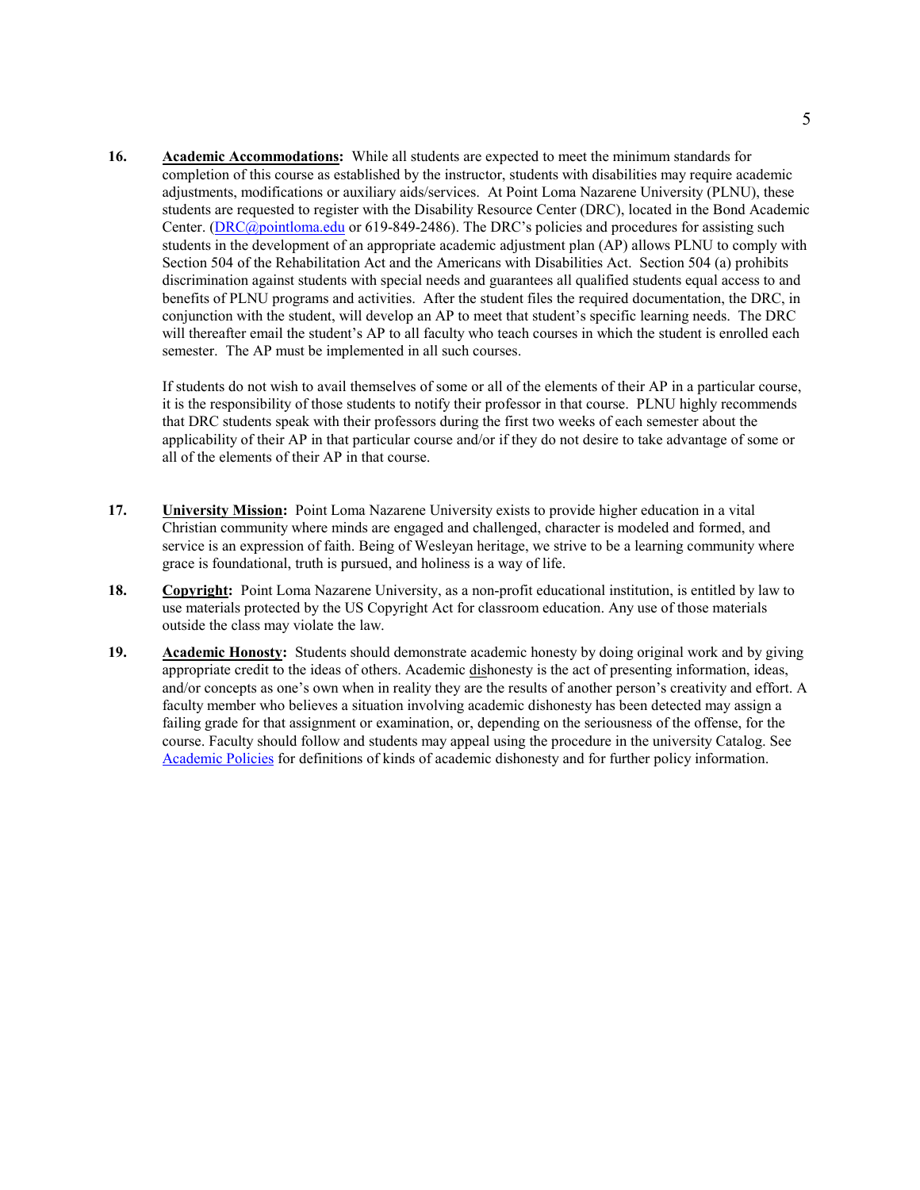16. **Academic Accommodations:** While all students are expected to meet the minimum standards for completion of this course as established by the instructor, students with disabilities may require academic adjustments, modifications or auxiliary aids/services. At Point Loma Nazarene University (PLNU), these students are requested to register with the Disability Resource Center (DRC), located in the Bond Academic Center. (DRC@pointloma.edu or 619-849-2486). The DRC's policies and procedures for assisting such students in the development of an appropriate academic adjustment plan (AP) allows PLNU to comply with Section 504 of the Rehabilitation Act and the Americans with Disabilities Act. Section 504 (a) prohibits discrimination against students with special needs and guarantees all qualified students equal access to and benefits of PLNU programs and activities. After the student files the required documentation, the DRC, in conjunction with the student, will develop an AP to meet that student's specific learning needs. The DRC will thereafter email the student's AP to all faculty who teach courses in which the student is enrolled each semester. The AP must be implemented in all such courses.

    If students do not wish to avail themselves of some or all of the elements of their AP in a particular course, it is the responsibility of those students to notify their professor in that course. PLNU highly recommends that DRC students speak with their professors during the first two weeks of each semester about the applicability of their AP in that particular course and/or if they do not desire to take advantage of some or all of the elements of their AP in that course.

17. **University Mission:** Point Loma Nazarene University exists to provide higher education in a vital Christian community where minds are engaged and challenged, character is modeled and formed, and service is an expression of faith. Being of Wesleyan heritage, we strive to be a learning community where grace is foundational, truth is pursued, and holiness is a way of life.

18. **Copyright:** Point Loma Nazarene University, as a non-profit educational institution, is entitled by law to use materials protected by the US Copyright Act for classroom education. Any use of those materials outside the class may violate the law.

19. **Academic Honosty:** Students should demonstrate academic honesty by doing original work and by giving appropriate credit to the ideas of others. Academic dishonesty is the act of presenting information, ideas, and/or concepts as one's own when in reality they are the results of another person's creativity and effort. A faculty member who believes a situation involving academic dishonesty has been detected may assign a failing grade for that assignment or examination, or, depending on the seriousness of the offense, for the course. Faculty should follow and students may appeal using the procedure in the university Catalog. See Academic Policies for definitions of kinds of academic dishonesty and for further policy information.